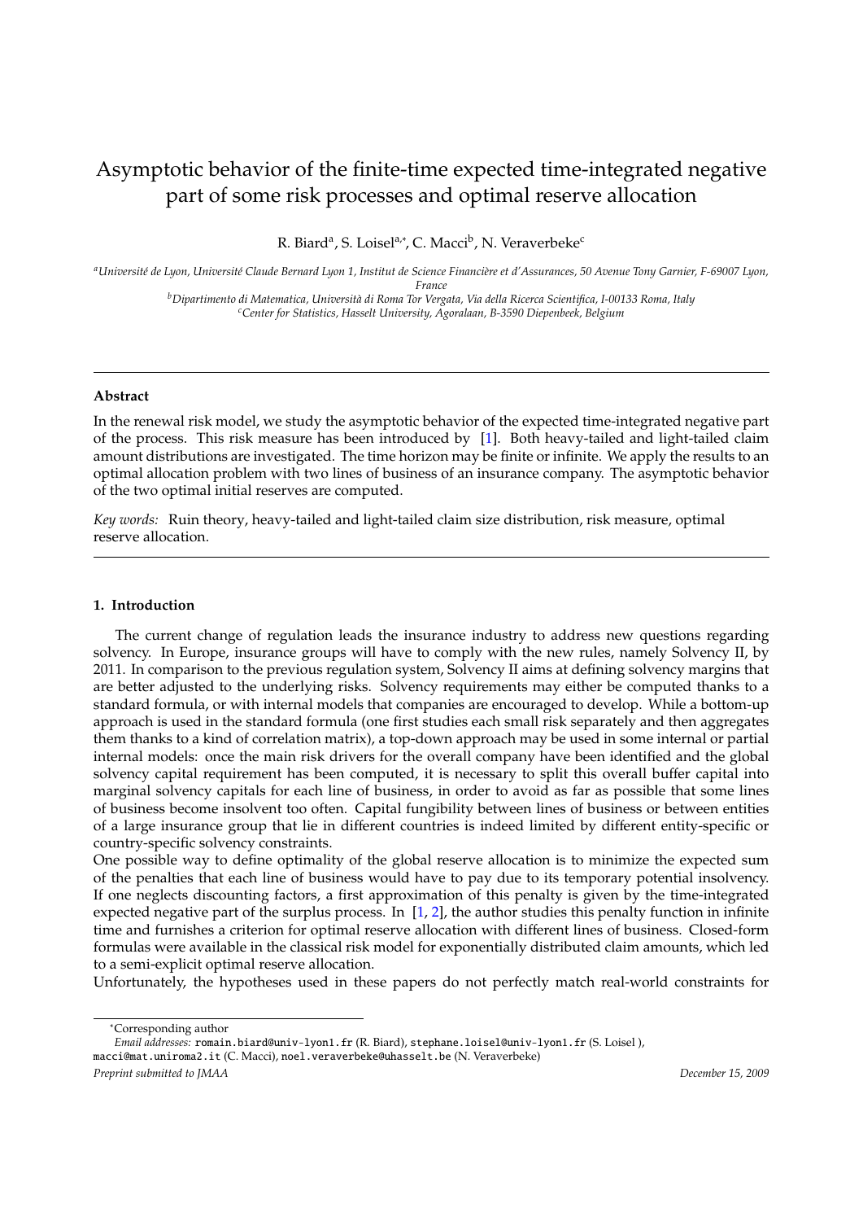# Asymptotic behavior of the finite-time expected time-integrated negative part of some risk processes and optimal reserve allocation

R. Biard[a], S. Loisel[a,*], C. Macci[b], N. Veraverbeke[c]

[a]Université de Lyon, Université Claude Bernard Lyon 1, Institut de Science Financière et d'Assurances, 50 Avenue Tony Garnier, F-69007 Lyon, France

[b]Dipartimento di Matematica, Università di Roma Tor Vergata, Via della Ricerca Scientifica, I-00133 Roma, Italy

[c]Center for Statistics, Hasselt University, Agoralaan, B-3590 Diepenbeek, Belgium

---

### Abstract

In the renewal risk model, we study the asymptotic behavior of the expected time-integrated negative part of the process. This risk measure has been introduced by [1]. Both heavy-tailed and light-tailed claim amount distributions are investigated. The time horizon may be finite or infinite. We apply the results to an optimal allocation problem with two lines of business of an insurance company. The asymptotic behavior of the two optimal initial reserves are computed.

*Key words:* Ruin theory, heavy-tailed and light-tailed claim size distribution, risk measure, optimal reserve allocation.

---

## 1. Introduction

The current change of regulation leads the insurance industry to address new questions regarding solvency. In Europe, insurance groups will have to comply with the new rules, namely Solvency II, by 2011. In comparison to the previous regulation system, Solvency II aims at defining solvency margins that are better adjusted to the underlying risks. Solvency requirements may either be computed thanks to a standard formula, or with internal models that companies are encouraged to develop. While a bottom-up approach is used in the standard formula (one first studies each small risk separately and then aggregates them thanks to a kind of correlation matrix), a top-down approach may be used in some internal or partial internal models: once the main risk drivers for the overall company have been identified and the global solvency capital requirement has been computed, it is necessary to split this overall buffer capital into marginal solvency capitals for each line of business, in order to avoid as far as possible that some lines of business become insolvent too often. Capital fungibility between lines of business or between entities of a large insurance group that lie in different countries is indeed limited by different entity-specific or country-specific solvency constraints.

One possible way to define optimality of the global reserve allocation is to minimize the expected sum of the penalties that each line of business would have to pay due to its temporary potential insolvency. If one neglects discounting factors, a first approximation of this penalty is given by the time-integrated expected negative part of the surplus process. In [1, 2], the author studies this penalty function in infinite time and furnishes a criterion for optimal reserve allocation with different lines of business. Closed-form formulas were available in the classical risk model for exponentially distributed claim amounts, which led to a semi-explicit optimal reserve allocation.

Unfortunately, the hypotheses used in these papers do not perfectly match real-world constraints for

*Corresponding author

*Email addresses:* romain.biard@univ-lyon1.fr (R. Biard), stephane.loisel@univ-lyon1.fr (S. Loisel ), macci@mat.uniroma2.it (C. Macci), noel.veraverbeke@uhasselt.be (N. Veraverbeke)

*Preprint submitted to JMAA* *December 15, 2009*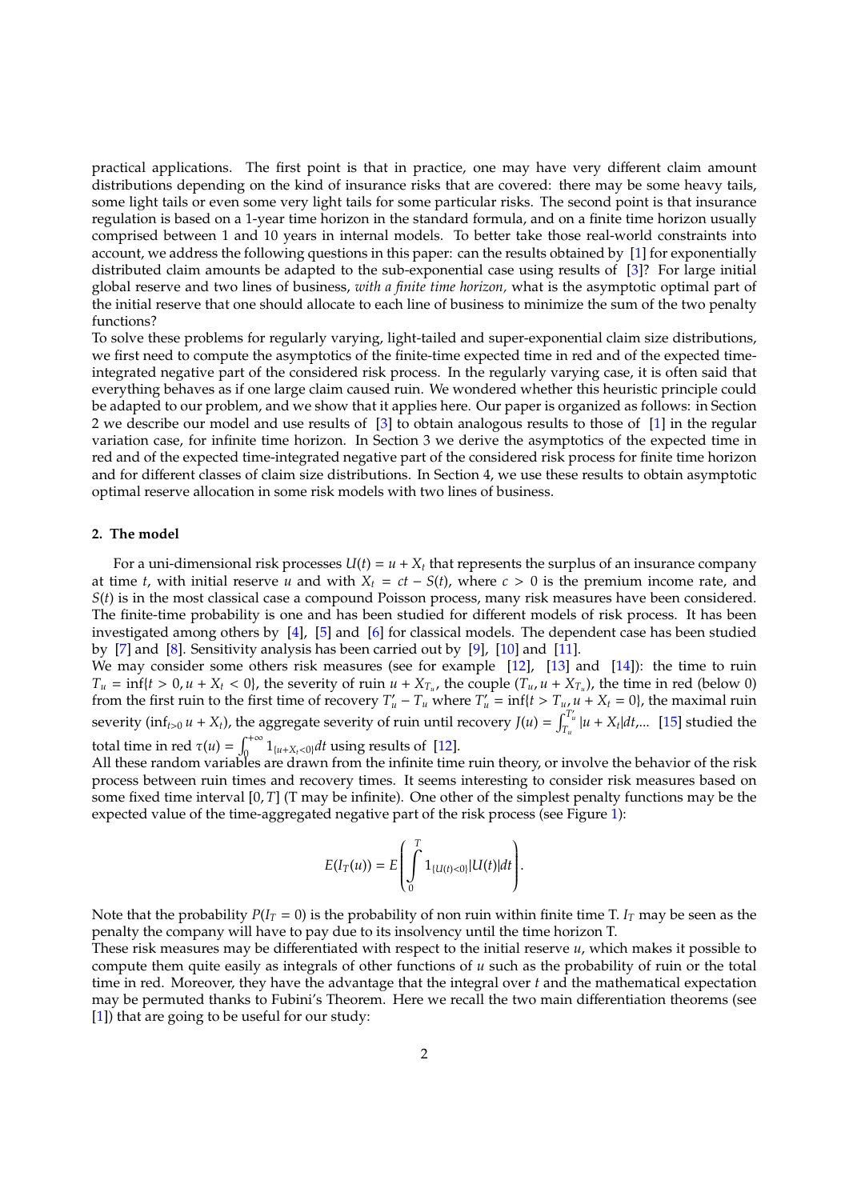practical applications. The first point is that in practice, one may have very different claim amount distributions depending on the kind of insurance risks that are covered: there may be some heavy tails, some light tails or even some very light tails for some particular risks. The second point is that insurance regulation is based on a 1-year time horizon in the standard formula, and on a finite time horizon usually comprised between 1 and 10 years in internal models. To better take those real-world constraints into account, we address the following questions in this paper: can the results obtained by [1] for exponentially distributed claim amounts be adapted to the sub-exponential case using results of [3]? For large initial global reserve and two lines of business, *with a finite time horizon,* what is the asymptotic optimal part of the initial reserve that one should allocate to each line of business to minimize the sum of the two penalty functions?

To solve these problems for regularly varying, light-tailed and super-exponential claim size distributions, we first need to compute the asymptotics of the finite-time expected time in red and of the expected time-integrated negative part of the considered risk process. In the regularly varying case, it is often said that everything behaves as if one large claim caused ruin. We wondered whether this heuristic principle could be adapted to our problem, and we show that it applies here. Our paper is organized as follows: in Section 2 we describe our model and use results of [3] to obtain analogous results to those of [1] in the regular variation case, for infinite time horizon. In Section 3 we derive the asymptotics of the expected time in red and of the expected time-integrated negative part of the considered risk process for finite time horizon and for different classes of claim size distributions. In Section 4, we use these results to obtain asymptotic optimal reserve allocation in some risk models with two lines of business.

## 2. The model

For a uni-dimensional risk processes $U(t) = u + X_t$ that represents the surplus of an insurance company at time $t$, with initial reserve $u$ and with $X_t = ct - S(t)$, where $c > 0$ is the premium income rate, and $S(t)$ is in the most classical case a compound Poisson process, many risk measures have been considered. The finite-time probability is one and has been studied for different models of risk process. It has been investigated among others by [4], [5] and [6] for classical models. The dependent case has been studied by [7] and [8]. Sensitivity analysis has been carried out by [9], [10] and [11].

We may consider some others risk measures (see for example [12], [13] and [14]): the time to ruin $T_u = \inf\{t > 0, u + X_t < 0\}$, the severity of ruin $u + X_{T_u}$, the couple $(T_u, u + X_{T_u})$, the time in red (below 0) from the first ruin to the first time of recovery $T'_u - T_u$ where $T'_u = \inf\{t > T_u, u + X_t = 0\}$, the maximal ruin severity $(\inf_{t>0} u + X_t)$, the aggregate severity of ruin until recovery $J(u) = \int_{T_u}^{T'_u} |u + X_t| dt$,... [15] studied the total time in red $\tau(u) = \int_0^{+\infty} 1_{\{u+X_t<0\}} dt$ using results of [12].

All these random variables are drawn from the infinite time ruin theory, or involve the behavior of the risk process between ruin times and recovery times. It seems interesting to consider risk measures based on some fixed time interval $[0, T]$ (T may be infinite). One other of the simplest penalty functions may be the expected value of the time-aggregated negative part of the risk process (see Figure 1):

$$E(I_T(u)) = E\left(\int_0^T 1_{\{U(t)<0\}} |U(t)| dt\right).$$

Note that the probability $P(I_T = 0)$ is the probability of non ruin within finite time T. $I_T$ may be seen as the penalty the company will have to pay due to its insolvency until the time horizon T.

These risk measures may be differentiated with respect to the initial reserve $u$, which makes it possible to compute them quite easily as integrals of other functions of $u$ such as the probability of ruin or the total time in red. Moreover, they have the advantage that the integral over $t$ and the mathematical expectation may be permuted thanks to Fubini's Theorem. Here we recall the two main differentiation theorems (see [1]) that are going to be useful for our study: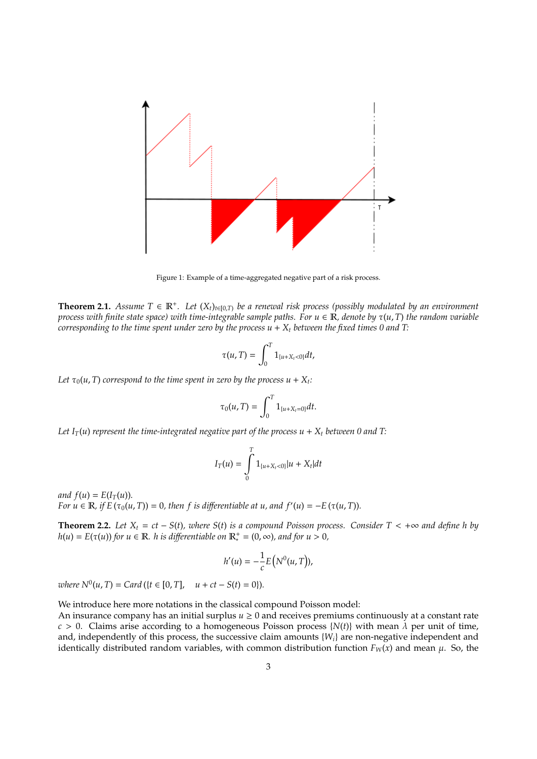Figure 1: Example of a time-aggregated negative part of a risk process.

**Theorem 2.1.** *Assume $T \in \mathbb{R}^+$. Let $(X_t)_{t\in[0,T)}$ be a renewal risk process (possibly modulated by an environment process with finite state space) with time-integrable sample paths. For $u \in \mathbb{R}$, denote by $\tau(u,T)$ the random variable corresponding to the time spent under zero by the process $u + X_t$ between the fixed times 0 and $T$:*

$$\tau(u,T) = \int_0^T 1_{\{u+X_t<0\}} dt,$$

*Let $\tau_0(u,T)$ correspond to the time spent in zero by the process $u + X_t$:*

$$\tau_0(u,T) = \int_0^T 1_{\{u+X_t=0\}} dt.$$

*Let $I_T(u)$ represent the time-integrated negative part of the process $u + X_t$ between 0 and $T$:*

$$I_T(u) = \int_0^T 1_{\{u+X_t<0\}} |u + X_t| dt$$

*and $f(u) = E(I_T(u))$.*
*For $u \in \mathbb{R}$, if $E(\tau_0(u,T)) = 0$, then $f$ is differentiable at $u$, and $f'(u) = -E(\tau(u,T))$.*

**Theorem 2.2.** *Let $X_t = ct - S(t)$, where $S(t)$ is a compound Poisson process. Consider $T < +\infty$ and define $h$ by $h(u) = E(\tau(u))$ for $u \in \mathbb{R}$. $h$ is differentiable on $\mathbb{R}_*^+ = (0, \infty)$, and for $u > 0$,*

$$h'(u) = -\frac{1}{c} E\left(N^0(u,T)\right),$$

*where $N^0(u,T) = Card\left(\{t \in [0,T], \quad u + ct - S(t) = 0\}\right)$.*

We introduce here more notations in the classical compound Poisson model:
An insurance company has an initial surplus $u \geq 0$ and receives premiums continuously at a constant rate $c > 0$. Claims arise according to a homogeneous Poisson process $\{N(t)\}$ with mean $\lambda$ per unit of time, and, independently of this process, the successive claim amounts $\{W_i\}$ are non-negative independent and identically distributed random variables, with common distribution function $F_W(x)$ and mean $\mu$. So, the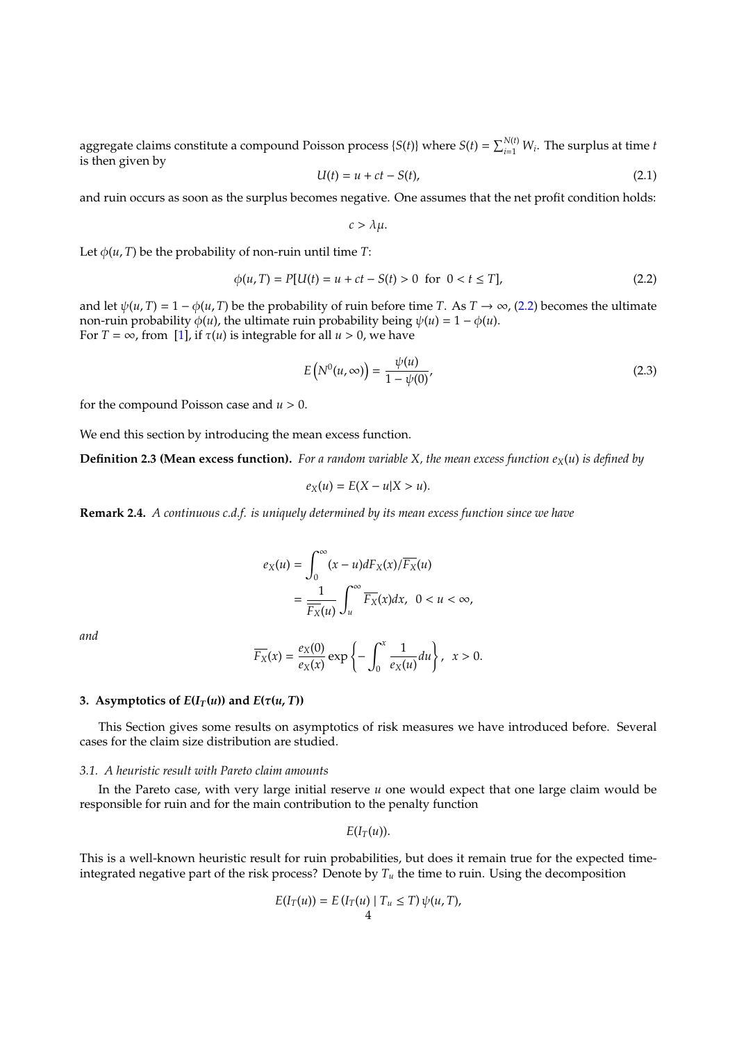aggregate claims constitute a compound Poisson process $\{S(t)\}$ where $S(t) = \sum_{i=1}^{N(t)} W_i$. The surplus at time $t$ is then given by

$$U(t) = u + ct - S(t), \tag{2.1}$$

and ruin occurs as soon as the surplus becomes negative. One assumes that the net profit condition holds:

$$c > \lambda\mu.$$

Let $\phi(u,T)$ be the probability of non-ruin until time $T$:

$$\phi(u,T) = P[U(t) = u + ct - S(t) > 0 \text{ for } 0 < t \leq T], \tag{2.2}$$

and let $\psi(u,T) = 1 - \phi(u,T)$ be the probability of ruin before time $T$. As $T \to \infty$, (2.2) becomes the ultimate non-ruin probability $\phi(u)$, the ultimate ruin probability being $\psi(u) = 1 - \phi(u)$.
For $T = \infty$, from [1], if $\tau(u)$ is integrable for all $u > 0$, we have

$$E\left(N^0(u,\infty)\right) = \frac{\psi(u)}{1 - \psi(0)}, \tag{2.3}$$

for the compound Poisson case and $u > 0$.

We end this section by introducing the mean excess function.

**Definition 2.3 (Mean excess function).** *For a random variable $X$, the mean excess function $e_X(u)$ is defined by*

$$e_X(u) = E(X - u | X > u).$$

**Remark 2.4.** *A continuous c.d.f. is uniquely determined by its mean excess function since we have*

$$\begin{aligned}
e_X(u) &= \int_0^\infty (x-u)dF_X(x)/\overline{F_X}(u) \\
&= \frac{1}{\overline{F_X}(u)} \int_u^\infty \overline{F_X}(x)dx, \quad 0 < u < \infty,
\end{aligned}$$

*and*

$$\overline{F_X}(x) = \frac{e_X(0)}{e_X(x)} \exp\left\{-\int_0^x \frac{1}{e_X(u)}du\right\}, \quad x > 0.$$

## 3. Asymptotics of $E(I_T(u))$ and $E(\tau(u,T))$

This Section gives some results on asymptotics of risk measures we have introduced before. Several cases for the claim size distribution are studied.

### *3.1. A heuristic result with Pareto claim amounts*

In the Pareto case, with very large initial reserve $u$ one would expect that one large claim would be responsible for ruin and for the main contribution to the penalty function

$$E(I_T(u)).$$

This is a well-known heuristic result for ruin probabilities, but does it remain true for the expected time-integrated negative part of the risk process? Denote by $T_u$ the time to ruin. Using the decomposition

$$E(I_T(u)) = E\left(I_T(u) \mid T_u \leq T\right)\psi(u,T),$$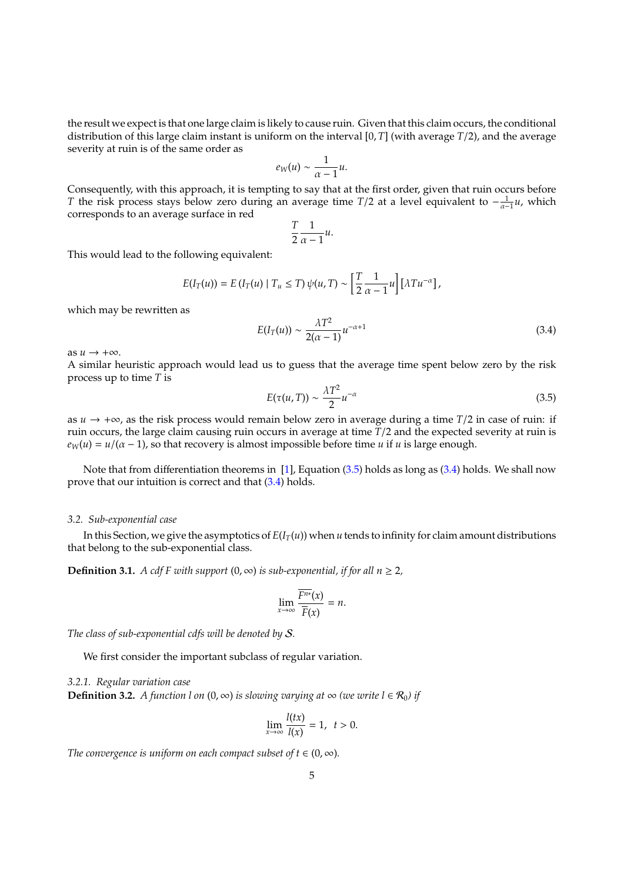the result we expect is that one large claim is likely to cause ruin. Given that this claim occurs, the conditional distribution of this large claim instant is uniform on the interval $[0, T]$ (with average $T/2$), and the average severity at ruin is of the same order as

$$e_W(u) \sim \frac{1}{\alpha - 1} u.$$

Consequently, with this approach, it is tempting to say that at the first order, given that ruin occurs before $T$ the risk process stays below zero during an average time $T/2$ at a level equivalent to $-\frac{1}{\alpha-1}u$, which corresponds to an average surface in red

$$\frac{T}{2} \frac{1}{\alpha - 1} u.$$

This would lead to the following equivalent:

$$E(I_T(u)) = E\left(I_T(u) \mid T_u \leq T\right) \psi(u, T) \sim \left[\frac{T}{2}\frac{1}{\alpha - 1}u\right]\left[\lambda T u^{-\alpha}\right],$$

which may be rewritten as

$$E(I_T(u)) \sim \frac{\lambda T^2}{2(\alpha - 1)} u^{-\alpha+1} \tag{3.4}$$

as $u \to +\infty$.
A similar heuristic approach would lead us to guess that the average time spent below zero by the risk process up to time $T$ is

$$E(\tau(u, T)) \sim \frac{\lambda T^2}{2} u^{-\alpha} \tag{3.5}$$

as $u \to +\infty$, as the risk process would remain below zero in average during a time $T/2$ in case of ruin: if ruin occurs, the large claim causing ruin occurs in average at time $T/2$ and the expected severity at ruin is $e_W(u) = u/(\alpha - 1)$, so that recovery is almost impossible before time $u$ if $u$ is large enough.

Note that from differentiation theorems in [1], Equation (3.5) holds as long as (3.4) holds. We shall now prove that our intuition is correct and that (3.4) holds.

### 3.2. Sub-exponential case

In this Section, we give the asymptotics of $E(I_T(u))$ when $u$ tends to infinity for claim amount distributions that belong to the sub-exponential class.

**Definition 3.1.** *A cdf $F$ with support $(0, \infty)$ is sub-exponential, if for all $n \geq 2$,*

$$\lim_{x \to \infty} \frac{\overline{F^{n*}}(x)}{\overline{F}(x)} = n.$$

*The class of sub-exponential cdfs will be denoted by $\mathcal{S}$.*

We first consider the important subclass of regular variation.

#### 3.2.1. Regular variation case

**Definition 3.2.** *A function $l$ on $(0, \infty)$ is slowing varying at $\infty$ (we write $l \in \mathcal{R}_0$) if*

$$\lim_{x \to \infty} \frac{l(tx)}{l(x)} = 1, \quad t > 0.$$

*The convergence is uniform on each compact subset of $t \in (0, \infty)$.*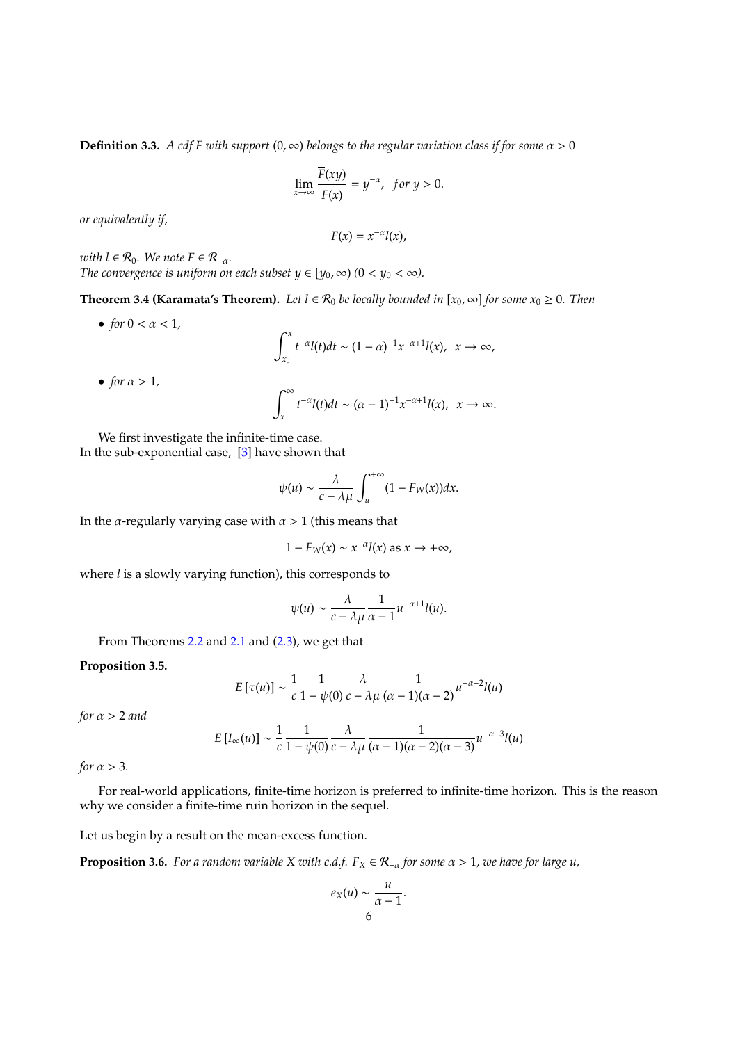**Definition 3.3.** *A cdf $F$ with support $(0, \infty)$ belongs to the regular variation class if for some $\alpha > 0$*

$$\lim_{x\to\infty} \frac{\overline{F}(xy)}{\overline{F}(x)} = y^{-\alpha}, \quad \text{for } y > 0.$$

*or equivalently if,*

$$\overline{F}(x) = x^{-\alpha} l(x),$$

*with $l \in \mathcal{R}_0$. We note $F \in \mathcal{R}_{-\alpha}$.*
*The convergence is uniform on each subset $y \in [y_0, \infty)$ $(0 < y_0 < \infty)$.*

**Theorem 3.4 (Karamata's Theorem).** *Let $l \in \mathcal{R}_0$ be locally bounded in $[x_0, \infty]$ for some $x_0 \geq 0$. Then*

- *for $0 < \alpha < 1$,*

$$\int_{x_0}^{x} t^{-\alpha} l(t) dt \sim (1-\alpha)^{-1} x^{-\alpha+1} l(x), \quad x \to \infty,$$

- *for $\alpha > 1$,*

$$\int_{x}^{\infty} t^{-\alpha} l(t) dt \sim (\alpha-1)^{-1} x^{-\alpha+1} l(x), \quad x \to \infty.$$

We first investigate the infinite-time case.
In the sub-exponential case, [3] have shown that

$$\psi(u) \sim \frac{\lambda}{c - \lambda\mu} \int_{u}^{+\infty} (1 - F_W(x)) dx.$$

In the $\alpha$-regularly varying case with $\alpha > 1$ (this means that

$$1 - F_W(x) \sim x^{-\alpha} l(x) \text{ as } x \to +\infty,$$

where $l$ is a slowly varying function), this corresponds to

$$\psi(u) \sim \frac{\lambda}{c - \lambda\mu} \frac{1}{\alpha - 1} u^{-\alpha+1} l(u).$$

From Theorems 2.2 and 2.1 and (2.3), we get that

**Proposition 3.5.**

$$E\left[\tau(u)\right] \sim \frac{1}{c} \frac{1}{1-\psi(0)} \frac{\lambda}{c-\lambda\mu} \frac{1}{(\alpha-1)(\alpha-2)} u^{-\alpha+2} l(u)$$

*for $\alpha > 2$ and*

$$E\left[I_\infty(u)\right] \sim \frac{1}{c} \frac{1}{1-\psi(0)} \frac{\lambda}{c-\lambda\mu} \frac{1}{(\alpha-1)(\alpha-2)(\alpha-3)} u^{-\alpha+3} l(u)$$

*for $\alpha > 3$.*

For real-world applications, finite-time horizon is preferred to infinite-time horizon. This is the reason why we consider a finite-time ruin horizon in the sequel.

Let us begin by a result on the mean-excess function.

**Proposition 3.6.** *For a random variable $X$ with c.d.f. $F_X \in \mathcal{R}_{-\alpha}$ for some $\alpha > 1$, we have for large $u$,*

$$e_X(u) \sim \frac{u}{\alpha - 1}.$$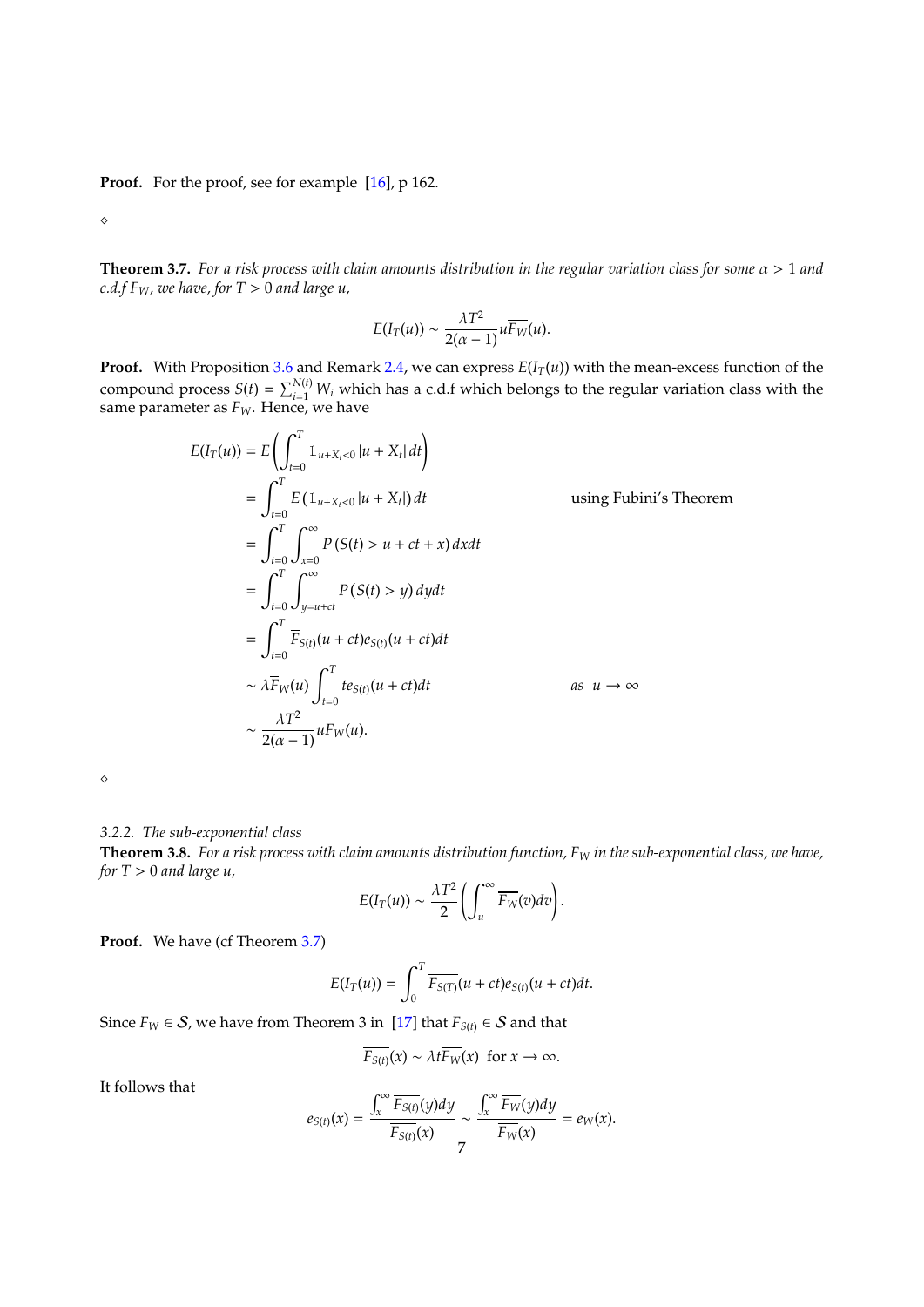**Proof.** For the proof, see for example [16], p 162.

⋄

**Theorem 3.7.** *For a risk process with claim amounts distribution in the regular variation class for some $\alpha > 1$ and c.d.f $F_W$, we have, for $T > 0$ and large $u$,*

$$E(I_T(u)) \sim \frac{\lambda T^2}{2(\alpha-1)} u\overline{F_W}(u).$$

**Proof.** With Proposition 3.6 and Remark 2.4, we can express $E(I_T(u))$ with the mean-excess function of the compound process $S(t) = \sum_{i=1}^{N(t)} W_i$ which has a c.d.f which belongs to the regular variation class with the same parameter as $F_W$. Hence, we have

$$\begin{aligned}
E(I_T(u)) &= E\left(\int_{t=0}^{T} \mathbb{1}_{u+X_t<0}\,|u+X_t|\,dt\right) \\
&= \int_{t=0}^{T} E\left(\mathbb{1}_{u+X_t<0}\,|u+X_t|\right)dt \qquad \text{using Fubini's Theorem} \\
&= \int_{t=0}^{T}\int_{x=0}^{\infty} P\left(S(t) > u+ct+x\right)dx\,dt \\
&= \int_{t=0}^{T}\int_{y=u+ct}^{\infty} P\left(S(t) > y\right)dy\,dt \\
&= \int_{t=0}^{T} \overline{F}_{S(t)}(u+ct)e_{S(t)}(u+ct)dt \\
&\sim \lambda\overline{F}_W(u)\int_{t=0}^{T} t e_{S(t)}(u+ct)dt \qquad \textit{as } \ u\to\infty \\
&\sim \frac{\lambda T^2}{2(\alpha-1)} u\overline{F_W}(u).
\end{aligned}$$

⋄

*3.2.2. The sub-exponential class*

**Theorem 3.8.** *For a risk process with claim amounts distribution function, $F_W$ in the sub-exponential class, we have, for $T > 0$ and large $u$,*

$$E(I_T(u)) \sim \frac{\lambda T^2}{2}\left(\int_u^{\infty}\overline{F_W}(v)dv\right).$$

**Proof.** We have (cf Theorem 3.7)

$$E(I_T(u)) = \int_0^T \overline{F_{S(T)}}(u+ct)e_{S(t)}(u+ct)dt.$$

Since $F_W \in \mathcal{S}$, we have from Theorem 3 in [17] that $F_{S(t)} \in \mathcal{S}$ and that

$$\overline{F_{S(t)}}(x) \sim \lambda t\overline{F_W}(x) \ \text{ for } x\to\infty.$$

It follows that

$$e_{S(t)}(x) = \frac{\int_x^{\infty}\overline{F_{S(t)}}(y)dy}{\overline{F_{S(t)}}(x)} \sim \frac{\int_x^{\infty}\overline{F_W}(y)dy}{\overline{F_W}(x)} = e_W(x).$$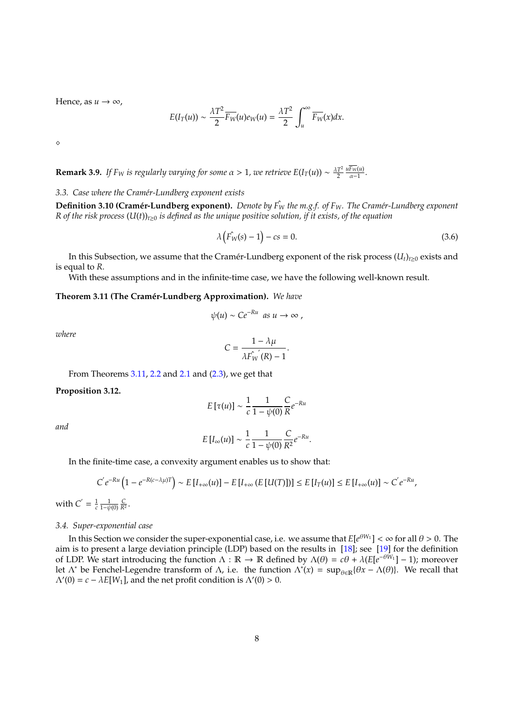Hence, as $u \to \infty$,

$$E(I_T(u)) \sim \frac{\lambda T^2}{2}\overline{F_W}(u)e_W(u) = \frac{\lambda T^2}{2}\int_u^\infty \overline{F_W}(x)dx.$$

$\diamond$

**Remark 3.9.** *If $F_W$ is regularly varying for some $\alpha > 1$, we retrieve $E(I_T(u)) \sim \frac{\lambda T^2}{2}\frac{u\overline{F_W}(u)}{\alpha-1}$.*

### 3.3. Case where the Cramér-Lundberg exponent exists

**Definition 3.10 (Cramér-Lundberg exponent).** *Denote by $\hat{F_W}$ the m.g.f. of $F_W$. The Cramér-Lundberg exponent $R$ of the risk process $(U(t))_{t\geq 0}$ is defined as the unique positive solution, if it exists, of the equation*

$$\lambda\left(\hat{F_W}(s) - 1\right) - cs = 0. \tag{3.6}$$

In this Subsection, we assume that the Cramér-Lundberg exponent of the risk process $(U_t)_{t\geq 0}$ exists and is equal to $R$.

With these assumptions and in the infinite-time case, we have the following well-known result.

**Theorem 3.11 (The Cramér-Lundberg Approximation).** *We have*

$$\psi(u) \sim Ce^{-Ru} \text{ as } u \to \infty\,,$$

*where*

$$C = \frac{1-\lambda\mu}{\lambda\hat{F_W}'(R) - 1}.$$

From Theorems 3.11, 2.2 and 2.1 and (2.3), we get that

**Proposition 3.12.**

$$E\left[\tau(u)\right] \sim \frac{1}{c}\frac{1}{1-\psi(0)}\frac{C}{R}e^{-Ru}$$

*and*

$$E\left[I_\infty(u)\right] \sim \frac{1}{c}\frac{1}{1-\psi(0)}\frac{C}{R^2}e^{-Ru}.$$

In the finite-time case, a convexity argument enables us to show that:

$$C'e^{-Ru}\left(1-e^{-R(c-\lambda\mu)T}\right) \sim E\left[I_{+\infty}(u)\right] - E\left[I_{+\infty}\left(E\left[U(T)\right]\right)\right] \leq E\left[I_T(u)\right] \leq E\left[I_{+\infty}(u)\right] \sim C'e^{-Ru},$$

with $C' = \frac{1}{c}\frac{1}{1-\psi(0)}\frac{C}{R^2}$.

### 3.4. Super-exponential case

In this Section we consider the super-exponential case, i.e. we assume that $E[e^{\theta W_1}] < \infty$ for all $\theta > 0$. The aim is to present a large deviation principle (LDP) based on the results in [18]; see [19] for the definition of LDP. We start introducing the function $\Lambda : \mathbb{R} \to \mathbb{R}$ defined by $\Lambda(\theta) = c\theta + \lambda(E[e^{-\theta W_1}] - 1)$; moreover let $\Lambda^*$ be Fenchel-Legendre transform of $\Lambda$, i.e. the function $\Lambda^*(x) = \sup_{\theta\in\mathbb{R}}\{\theta x - \Lambda(\theta)\}$. We recall that $\Lambda'(0) = c - \lambda E[W_1]$, and the net profit condition is $\Lambda'(0) > 0$.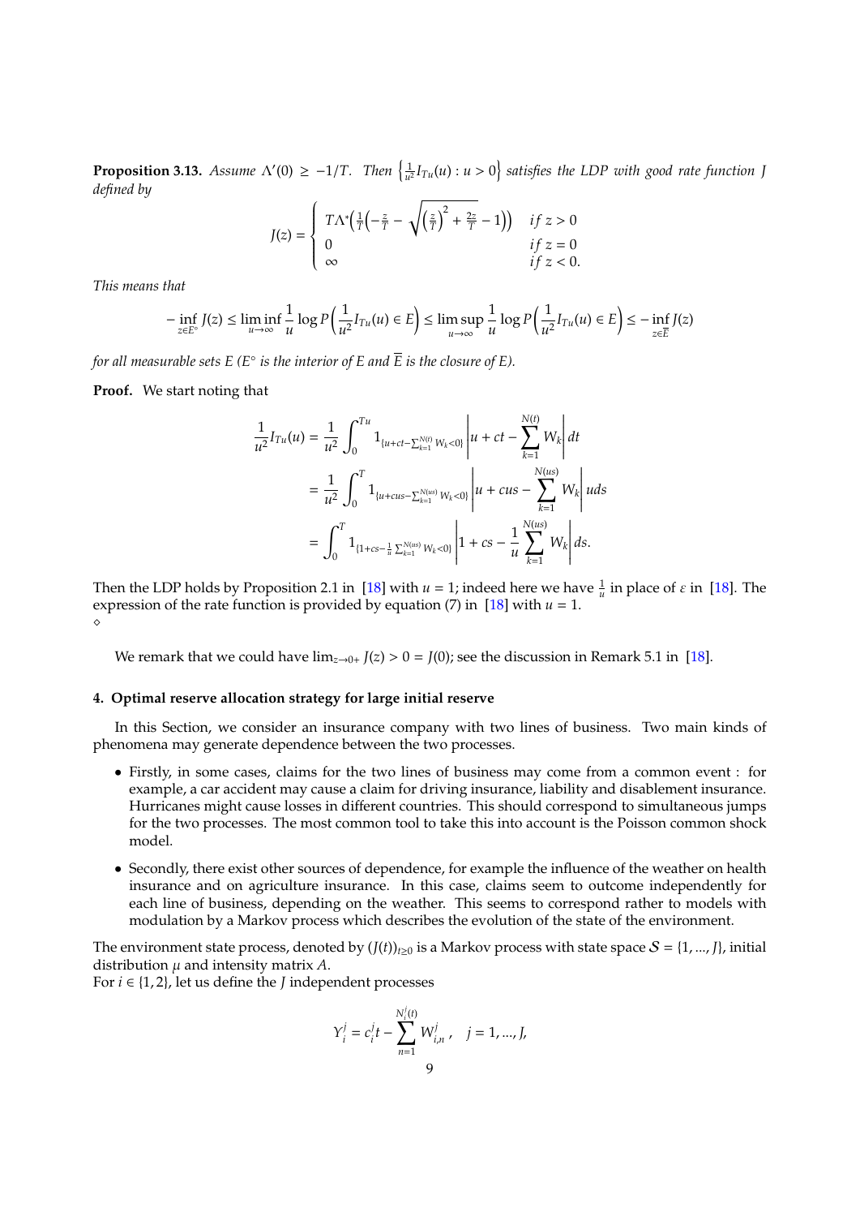**Proposition 3.13.** *Assume $\Lambda'(0) \geq -1/T$. Then $\left\{\frac{1}{u^2} I_{Tu}(u) : u > 0\right\}$ satisfies the LDP with good rate function $J$ defined by*

$$J(z) = \begin{cases} T\Lambda^*\Big(\frac{1}{T}\Big(-\frac{z}{T} - \sqrt{\left(\frac{z}{T}\right)^2 + \frac{2z}{T}} - 1\Big)\Big) & if\ z > 0 \\ 0 & if\ z = 0 \\ \infty & if\ z < 0. \end{cases}$$

*This means that*

$$-\inf_{z \in E^\circ} J(z) \leq \liminf_{u \to \infty} \frac{1}{u} \log P\left(\frac{1}{u^2} I_{Tu}(u) \in E\right) \leq \limsup_{u \to \infty} \frac{1}{u} \log P\left(\frac{1}{u^2} I_{Tu}(u) \in E\right) \leq -\inf_{z \in \overline{E}} J(z)$$

*for all measurable sets $E$ ($E^\circ$ is the interior of $E$ and $\overline{E}$ is the closure of $E$).*

**Proof.** We start noting that

$$\begin{aligned} \frac{1}{u^2} I_{Tu}(u) &= \frac{1}{u^2} \int_0^{Tu} 1_{\{u + ct - \sum_{k=1}^{N(t)} W_k < 0\}} \left| u + ct - \sum_{k=1}^{N(t)} W_k \right| dt \\ &= \frac{1}{u^2} \int_0^{T} 1_{\{u + cus - \sum_{k=1}^{N(us)} W_k < 0\}} \left| u + cus - \sum_{k=1}^{N(us)} W_k \right| u ds \\ &= \int_0^{T} 1_{\{1 + cs - \frac{1}{u}\sum_{k=1}^{N(us)} W_k < 0\}} \left| 1 + cs - \frac{1}{u}\sum_{k=1}^{N(us)} W_k \right| ds. \end{aligned}$$

Then the LDP holds by Proposition 2.1 in [18] with $u = 1$; indeed here we have $\frac{1}{u}$ in place of $\varepsilon$ in [18]. The expression of the rate function is provided by equation (7) in [18] with $u = 1$.
$\diamond$

We remark that we could have $\lim_{z \to 0+} J(z) > 0 = J(0)$; see the discussion in Remark 5.1 in [18].

## 4. Optimal reserve allocation strategy for large initial reserve

In this Section, we consider an insurance company with two lines of business. Two main kinds of phenomena may generate dependence between the two processes.

- Firstly, in some cases, claims for the two lines of business may come from a common event : for example, a car accident may cause a claim for driving insurance, liability and disablement insurance. Hurricanes might cause losses in different countries. This should correspond to simultaneous jumps for the two processes. The most common tool to take this into account is the Poisson common shock model.
- Secondly, there exist other sources of dependence, for example the influence of the weather on health insurance and on agriculture insurance. In this case, claims seem to outcome independently for each line of business, depending on the weather. This seems to correspond rather to models with modulation by a Markov process which describes the evolution of the state of the environment.

The environment state process, denoted by $(J(t))_{t \geq 0}$ is a Markov process with state space $\mathcal{S} = \{1, ..., J\}$, initial distribution $\mu$ and intensity matrix $A$.
For $i \in \{1, 2\}$, let us define the $J$ independent processes

$$Y_i^j = c_i^j t - \sum_{n=1}^{N_i^j(t)} W_{i,n}^j\,, \quad j = 1, ..., J,$$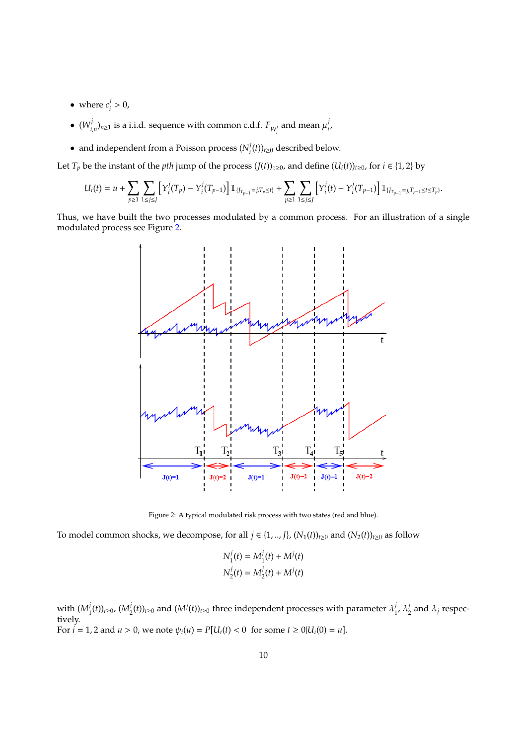- where $c_i^j > 0$,
- $(W_{i,n}^j)_{n\geq 1}$ is a i.i.d. sequence with common c.d.f. $F_{W_i^j}$ and mean $\mu_i^j$,
- and independent from a Poisson process $(N_i^j(t))_{t\geq 0}$ described below.

Let $T_p$ be the instant of the *pth* jump of the process $(J(t))_{\tau\geq 0}$, and define $(U_i(t))_{t\geq 0}$, for $i \in \{1,2\}$ by

$$U_i(t) = u + \sum_{p\geq 1} \sum_{1\leq j\leq J} \left[ Y_i^j(T_p) - Y_i^j(T_{p-1}) \right] \mathbb{1}_{\{J_{T_{p-1}}=j, T_p\leq t\}} + \sum_{p\geq 1} \sum_{1\leq j\leq J} \left[ Y_i^j(t) - Y_i^j(T_{p-1}) \right] \mathbb{1}_{\{J_{T_{p-1}}=j, T_{p-1}\leq t\leq T_p\}}.$$

Thus, we have built the two processes modulated by a common process. For an illustration of a single modulated process see Figure 2.

Figure 2: A typical modulated risk process with two states (red and blue).

To model common shocks, we decompose, for all $j \in \{1, .., J\}$, $(N_1(t))_{t\geq 0}$ and $(N_2(t))_{t\geq 0}$ as follow

$$N_1^j(t) = M_1^j(t) + M^j(t)$$
$$N_2^j(t) = M_2^j(t) + M^j(t)$$

with $(M_1^j(t))_{t\geq 0}$, $(M_2^j(t))_{t\geq 0}$ and $(M^j(t))_{t\geq 0}$ three independent processes with parameter $\lambda_1^j$, $\lambda_2^j$ and $\lambda_j$ respectively.

For $i = 1, 2$ and $u > 0$, we note $\psi_i(u) = P[U_i(t) < 0 \text{ for some } t \geq 0 | U_i(0) = u]$.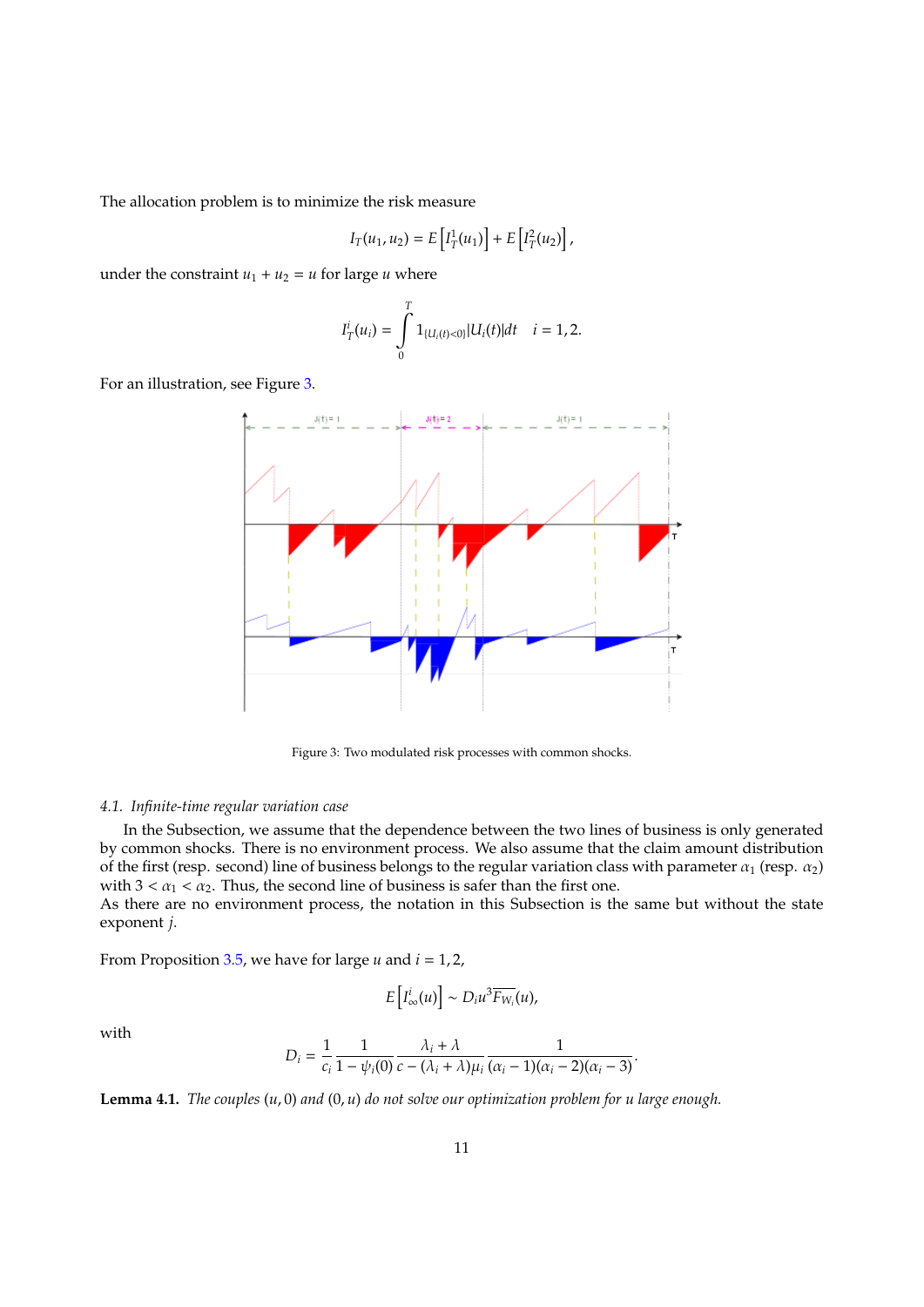The allocation problem is to minimize the risk measure

$$I_T(u_1, u_2) = E\left[I_T^1(u_1)\right] + E\left[I_T^2(u_2)\right],$$

under the constraint $u_1 + u_2 = u$ for large $u$ where

$$I_T^i(u_i) = \int_0^T 1_{\{U_i(t)<0\}} |U_i(t)| dt \quad i = 1, 2.$$

For an illustration, see Figure 3.

Figure 3: Two modulated risk processes with common shocks.

### 4.1. Infinite-time regular variation case

In the Subsection, we assume that the dependence between the two lines of business is only generated by common shocks. There is no environment process. We also assume that the claim amount distribution of the first (resp. second) line of business belongs to the regular variation class with parameter $\alpha_1$ (resp. $\alpha_2$) with $3 < \alpha_1 < \alpha_2$. Thus, the second line of business is safer than the first one.
As there are no environment process, the notation in this Subsection is the same but without the state exponent $j$.

From Proposition 3.5, we have for large $u$ and $i = 1, 2$,

$$E\left[I_\infty^i(u)\right] \sim D_i u^3 \overline{F_{W_i}}(u),$$

with

$$D_i = \frac{1}{c_i} \frac{1}{1 - \psi_i(0)} \frac{\lambda_i + \lambda}{c - (\lambda_i + \lambda)\mu_i} \frac{1}{(\alpha_i - 1)(\alpha_i - 2)(\alpha_i - 3)}.$$

**Lemma 4.1.** *The couples* $(u, 0)$ *and* $(0, u)$ *do not solve our optimization problem for* $u$ *large enough.*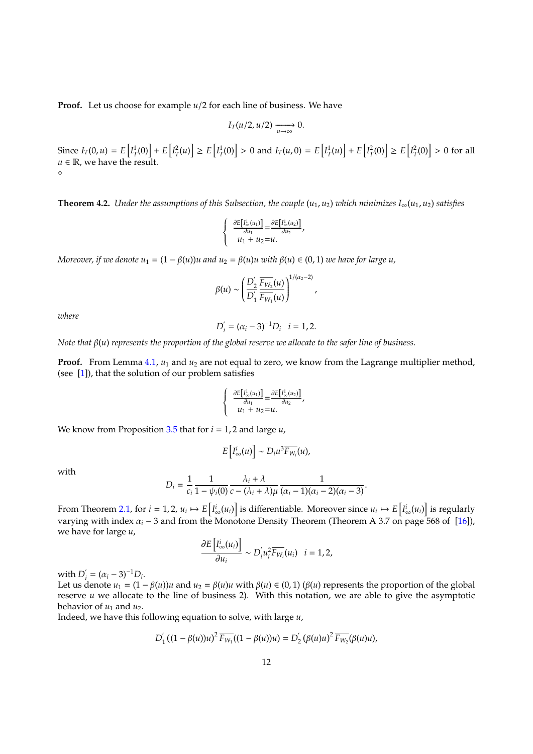**Proof.** Let us choose for example $u/2$ for each line of business. We have

$$I_T(u/2, u/2) \xrightarrow[u\to\infty]{} 0.$$

Since $I_T(0,u) = E\left[I_T^1(0)\right] + E\left[I_T^2(u)\right] \geq E\left[I_T^1(0)\right] > 0$ and $I_T(u,0) = E\left[I_T^1(u)\right] + E\left[I_T^2(0)\right] \geq E\left[I_T^2(0)\right] > 0$ for all $u \in \mathbb{R}$, we have the result.
$\diamond$

**Theorem 4.2.** *Under the assumptions of this Subsection, the couple $(u_1, u_2)$ which minimizes $I_\infty(u_1, u_2)$ satisfies*

$$\begin{cases} \frac{\partial E\left[I_\infty^1(u_1)\right]}{\partial u_1} = \frac{\partial E\left[I_\infty^1(u_2)\right]}{\partial u_2}, \\ u_1 + u_2 = u. \end{cases}$$

*Moreover, if we denote $u_1 = (1-\beta(u))u$ and $u_2 = \beta(u)u$ with $\beta(u) \in (0,1)$ we have for large $u$,*

$$\beta(u) \sim \left(\frac{D_2^{'}}{D_1^{'}} \frac{\overline{F_{W_2}}(u)}{\overline{F_{W_1}}(u)}\right)^{1/(\alpha_2 - 2)},$$

*where*

$$D_i^{'} = (\alpha_i - 3)^{-1} D_i \quad i = 1, 2.$$

*Note that $\beta(u)$ represents the proportion of the global reserve we allocate to the safer line of business.*

**Proof.** From Lemma 4.1, $u_1$ and $u_2$ are not equal to zero, we know from the Lagrange multiplier method, (see [1]), that the solution of our problem satisfies

$$\begin{cases} \frac{\partial E\left[I_\infty^1(u_1)\right]}{\partial u_1} = \frac{\partial E\left[I_\infty^1(u_2)\right]}{\partial u_2}, \\ u_1 + u_2 = u. \end{cases}$$

We know from Proposition 3.5 that for $i = 1, 2$ and large $u$,

$$E\left[I_\infty^i(u)\right] \sim D_i u^3 \overline{F_{W_i}}(u),$$

with

$$D_i = \frac{1}{c_i} \frac{1}{1 - \psi_i(0)} \frac{\lambda_i + \lambda}{c - (\lambda_i + \lambda)\mu} \frac{1}{(\alpha_i - 1)(\alpha_i - 2)(\alpha_i - 3)}.$$

From Theorem 2.1, for $i = 1, 2$, $u_i \mapsto E\left[I_\infty^i(u_i)\right]$ is differentiable. Moreover since $u_i \mapsto E\left[I_\infty^i(u_i)\right]$ is regularly varying with index $\alpha_i - 3$ and from the Monotone Density Theorem (Theorem A 3.7 on page 568 of [16]), we have for large $u$,

$$\frac{\partial E\left[I_\infty^i(u_i)\right]}{\partial u_i} \sim D_i^{'} u_i^2 \overline{F_{W_i}}(u_i) \quad i = 1, 2,$$

with $D_i^{'} = (\alpha_i - 3)^{-1} D_i$.
Let us denote $u_1 = (1-\beta(u))u$ and $u_2 = \beta(u)u$ with $\beta(u) \in (0,1)$ ($\beta(u)$ represents the proportion of the global reserve $u$ we allocate to the line of business 2). With this notation, we are able to give the asymptotic behavior of $u_1$ and $u_2$.
Indeed, we have this following equation to solve, with large $u$,

$$D_1^{'} \left((1-\beta(u))u\right)^2 \overline{F_{W_1}}((1-\beta(u))u) = D_2^{'} \left(\beta(u)u\right)^2 \overline{F_{W_2}}(\beta(u)u),$$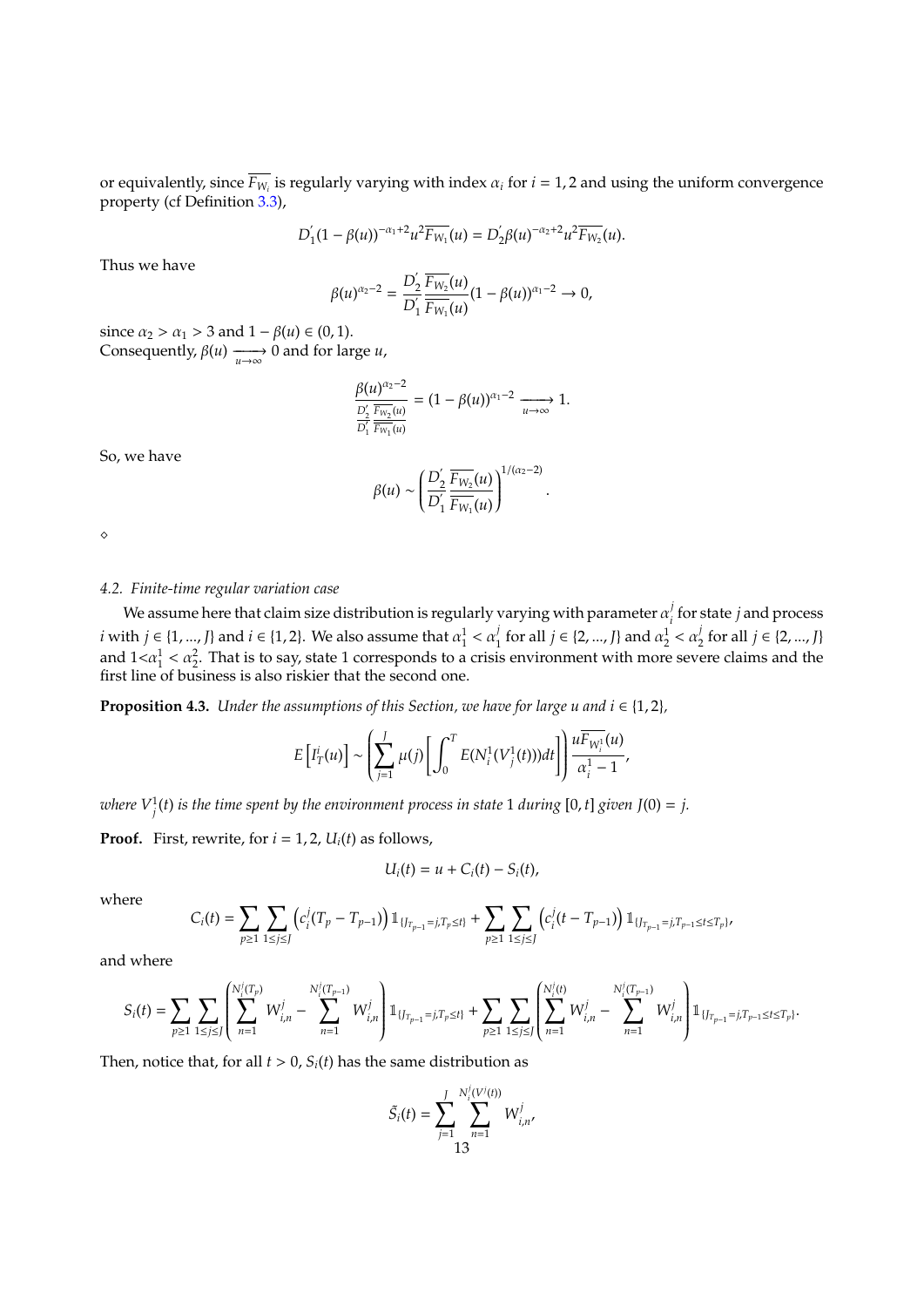or equivalently, since $\overline{F_{W_i}}$ is regularly varying with index $\alpha_i$ for $i = 1, 2$ and using the uniform convergence property (cf Definition 3.3),

$$D_1^{'}(1-\beta(u))^{-\alpha_1+2}u^2\overline{F_{W_1}}(u) = D_2^{'}\beta(u)^{-\alpha_2+2}u^2\overline{F_{W_2}}(u).$$

Thus we have

$$\beta(u)^{\alpha_2-2} = \frac{D_2^{'}}{D_1^{'}}\frac{\overline{F_{W_2}}(u)}{\overline{F_{W_1}}(u)}(1-\beta(u))^{\alpha_1-2} \to 0,$$

since $\alpha_2 > \alpha_1 > 3$ and $1-\beta(u) \in (0,1)$.
Consequently, $\beta(u) \xrightarrow[u\to\infty]{} 0$ and for large $u$,

$$\frac{\beta(u)^{\alpha_2-2}}{\frac{D_2^{'}}{D_1^{'}}\frac{\overline{F_{W_2}}(u)}{\overline{F_{W_1}}(u)}} = (1-\beta(u))^{\alpha_1-2} \xrightarrow[u\to\infty]{} 1.$$

So, we have

$$\beta(u) \sim \left(\frac{D_2^{'}}{D_1^{'}}\frac{\overline{F_{W_2}}(u)}{\overline{F_{W_1}}(u)}\right)^{1/(\alpha_2-2)}.$$

⋄

### 4.2. Finite-time regular variation case

We assume here that claim size distribution is regularly varying with parameter $\alpha_i^j$ for state $j$ and process $i$ with $j \in \{1, ..., J\}$ and $i \in \{1, 2\}$. We also assume that $\alpha_1^1 < \alpha_1^j$ for all $j \in \{2, ..., J\}$ and $\alpha_2^1 < \alpha_2^j$ for all $j \in \{2, ..., J\}$ and $1<\alpha_1^1 < \alpha_2^2$. That is to say, state 1 corresponds to a crisis environment with more severe claims and the first line of business is also riskier that the second one.

**Proposition 4.3.** *Under the assumptions of this Section, we have for large $u$ and $i \in \{1, 2\}$,*

$$E\left[I_T^i(u)\right] \sim \left(\sum_{j=1}^{J}\mu(j)\left[\int_0^T E(N_i^1(V_j^1(t)))dt\right]\right)\frac{u\overline{F_{W_i^1}}(u)}{\alpha_i^1-1},$$

*where $V_j^1(t)$ is the time spent by the environment process in state 1 during $[0, t]$ given $J(0) = j$.*

**Proof.** First, rewrite, for $i = 1, 2$, $U_i(t)$ as follows,

$$U_i(t) = u + C_i(t) - S_i(t),$$

where

$$C_i(t) = \sum_{p\geq 1}\sum_{1\leq j\leq J}\left(c_i^j(T_p - T_{p-1})\right)\mathbb{1}_{\{J_{T_{p-1}}=j, T_p\leq t\}} + \sum_{p\geq 1}\sum_{1\leq j\leq J}\left(c_i^j(t - T_{p-1})\right)\mathbb{1}_{\{J_{T_{p-1}}=j, T_{p-1}\leq t\leq T_p\}},$$

and where

$$S_i(t) = \sum_{p\geq 1}\sum_{1\leq j\leq J}\left(\sum_{n=1}^{N_i^j(T_p)}W_{i,n}^j - \sum_{n=1}^{N_i^j(T_{p-1})}W_{i,n}^j\right)\mathbb{1}_{\{J_{T_{p-1}}=j, T_p\leq t\}} + \sum_{p\geq 1}\sum_{1\leq j\leq J}\left(\sum_{n=1}^{N_i^j(t)}W_{i,n}^j - \sum_{n=1}^{N_i^j(T_{p-1})}W_{i,n}^j\right)\mathbb{1}_{\{J_{T_{p-1}}=j, T_{p-1}\leq t\leq T_p\}}.$$

Then, notice that, for all $t > 0$, $S_i(t)$ has the same distribution as

$$\tilde{S}_i(t) = \sum_{j=1}^{J}\sum_{n=1}^{N_i^j(V^j(t))}W_{i,n}^j,$$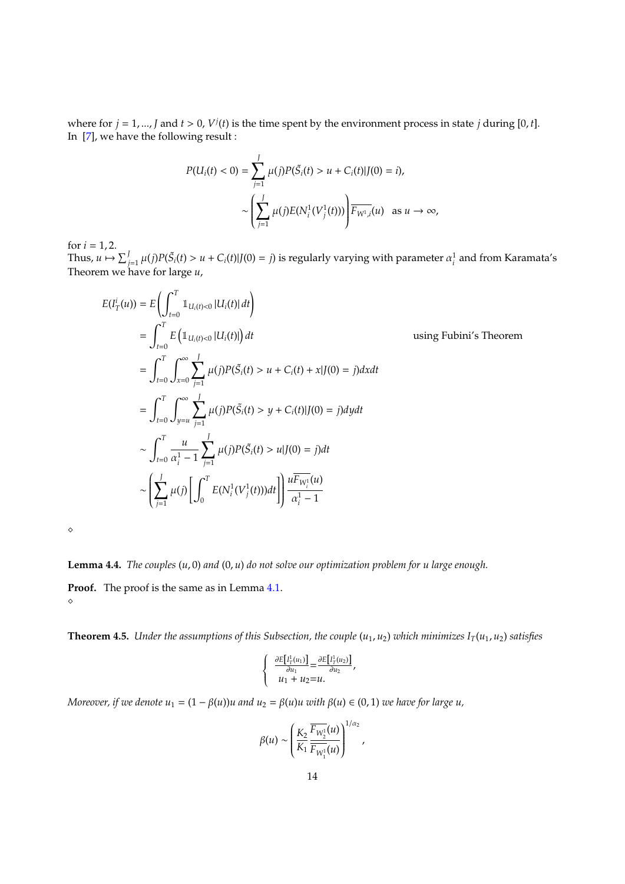where for $j = 1, ..., J$ and $t > 0$, $V^j(t)$ is the time spent by the environment process in state $j$ during $[0, t]$. In [7], we have the following result :

$$
\begin{aligned}
P(U_i(t) < 0) &= \sum_{j=1}^{J} \mu(j) P(\tilde{S}_i(t) > u + C_i(t) | J(0) = i), \\
&\sim \left( \sum_{j=1}^{J} \mu(j) E(N_i^1(V_j^1(t))) \right) \overline{F_{W^1,i}}(u) \quad \text{as } u \to \infty,
\end{aligned}
$$

for $i = 1, 2$.
Thus, $u \mapsto \sum_{j=1}^{J} \mu(j) P(\tilde{S}_i(t) > u + C_i(t) | J(0) = j)$ is regularly varying with parameter $\alpha_i^1$ and from Karamata's Theorem we have for large $u$,

$$
\begin{aligned}
E(I_T^i(u)) &= E\left( \int_{t=0}^{T} \mathbb{1}_{U_i(t)<0} \, |U_i(t)| \, dt \right) \\
&= \int_{t=0}^{T} E\left( \mathbb{1}_{U_i(t)<0} \, |U_i(t)| \right) dt \qquad \text{using Fubini's Theorem} \\
&= \int_{t=0}^{T} \int_{x=0}^{\infty} \sum_{j=1}^{J} \mu(j) P(\tilde{S}_i(t) > u + C_i(t) + x | J(0) = j) dx dt \\
&= \int_{t=0}^{T} \int_{y=u}^{\infty} \sum_{j=1}^{J} \mu(j) P(\tilde{S}_i(t) > y + C_i(t) | J(0) = j) dy dt \\
&\sim \int_{t=0}^{T} \frac{u}{\alpha_i^1 - 1} \sum_{j=1}^{J} \mu(j) P(\tilde{S}_i(t) > u | J(0) = j) dt \\
&\sim \left( \sum_{j=1}^{J} \mu(j) \left[ \int_{0}^{T} E(N_i^1(V_j^1(t))) dt \right] \right) \frac{u \overline{F_{W_i^1}}(u)}{\alpha_i^1 - 1}
\end{aligned}
$$

$\diamond$

**Lemma 4.4.** *The couples $(u, 0)$ and $(0, u)$ do not solve our optimization problem for u large enough.*

**Proof.** The proof is the same as in Lemma 4.1.
$\diamond$

**Theorem 4.5.** *Under the assumptions of this Subsection, the couple $(u_1, u_2)$ which minimizes $I_T(u_1, u_2)$ satisfies*

$$
\begin{cases}
\frac{\partial E\left[I_T^1(u_1)\right]}{\partial u_1} = \frac{\partial E\left[I_T^1(u_2)\right]}{\partial u_2}, \\
u_1 + u_2 = u.
\end{cases}
$$

*Moreover, if we denote $u_1 = (1 - \beta(u))u$ and $u_2 = \beta(u)u$ with $\beta(u) \in (0, 1)$ we have for large $u$,*

$$
\beta(u) \sim \left( \frac{K_2}{K_1} \frac{\overline{F_{W_2^1}}(u)}{\overline{F_{W_1^1}}(u)} \right)^{1/\alpha_2},
$$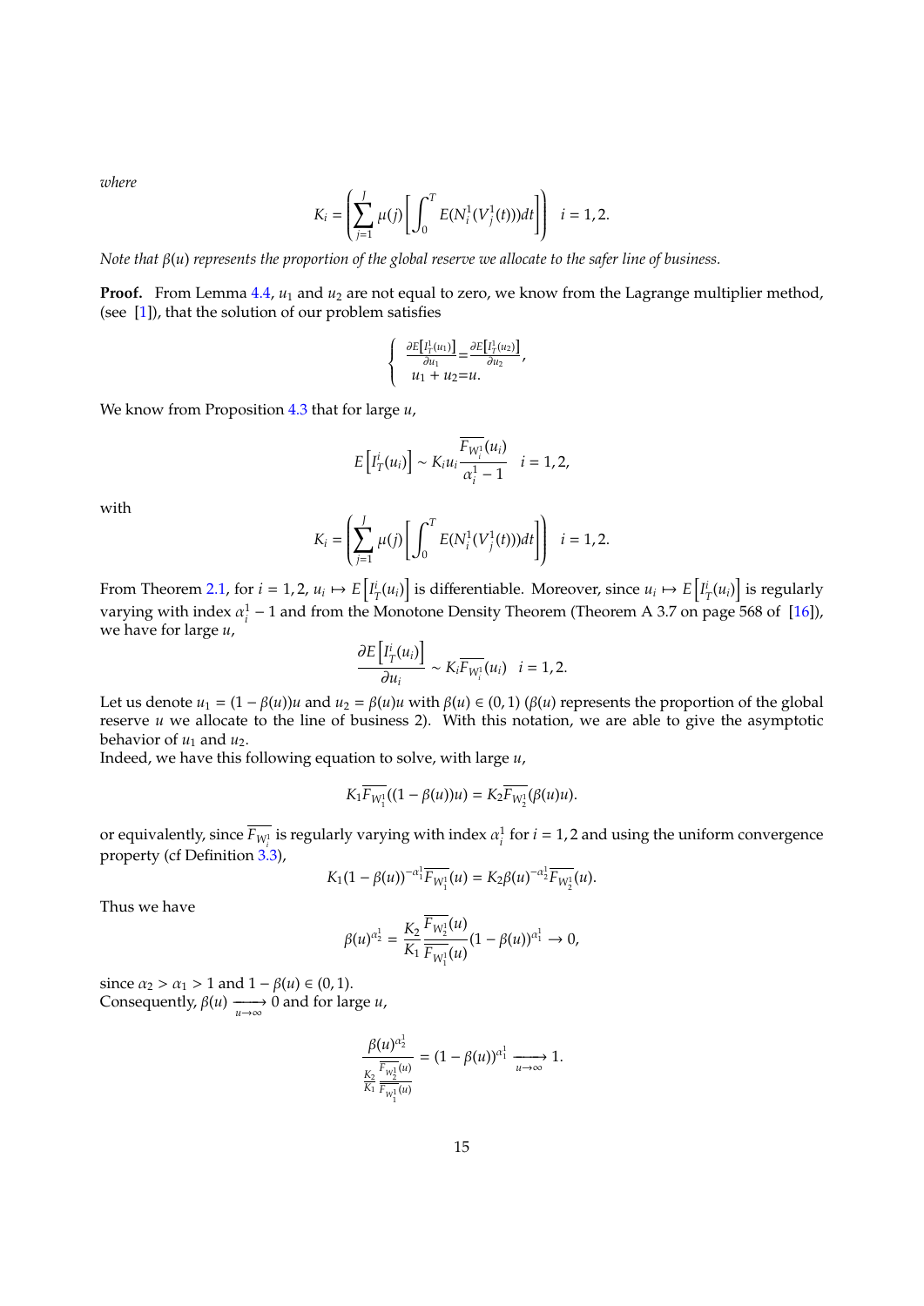*where*

$$K_i = \left( \sum_{j=1}^{J} \mu(j) \left[ \int_0^T E(N_i^1(V_j^1(t)))dt \right] \right) \quad i = 1, 2.$$

*Note that $\beta(u)$ represents the proportion of the global reserve we allocate to the safer line of business.*

**Proof.** From Lemma 4.4, $u_1$ and $u_2$ are not equal to zero, we know from the Lagrange multiplier method, (see [1]), that the solution of our problem satisfies

$$\begin{cases} \frac{\partial E\left[I_T^1(u_1)\right]}{\partial u_1} = \frac{\partial E\left[I_T^1(u_2)\right]}{\partial u_2}, \\ u_1 + u_2 = u. \end{cases}$$

We know from Proposition 4.3 that for large $u$,

$$E\left[I_T^i(u_i)\right] \sim K_i u_i \frac{\overline{F_{W_i^1}}(u_i)}{\alpha_i^1 - 1} \quad i = 1, 2,$$

with

$$K_i = \left( \sum_{j=1}^{J} \mu(j) \left[ \int_0^T E(N_i^1(V_j^1(t)))dt \right] \right) \quad i = 1, 2.$$

From Theorem 2.1, for $i = 1, 2$, $u_i \mapsto E\left[I_T^i(u_i)\right]$ is differentiable. Moreover, since $u_i \mapsto E\left[I_T^i(u_i)\right]$ is regularly varying with index $\alpha_i^1 - 1$ and from the Monotone Density Theorem (Theorem A 3.7 on page 568 of [16]), we have for large $u$,

$$\frac{\partial E\left[I_T^i(u_i)\right]}{\partial u_i} \sim K_i \overline{F_{W_i^1}}(u_i) \quad i = 1, 2.$$

Let us denote $u_1 = (1 - \beta(u))u$ and $u_2 = \beta(u)u$ with $\beta(u) \in (0, 1)$ ($\beta(u)$ represents the proportion of the global reserve $u$ we allocate to the line of business 2). With this notation, we are able to give the asymptotic behavior of $u_1$ and $u_2$.
Indeed, we have this following equation to solve, with large $u$,

$$K_1 \overline{F_{W_1^1}}((1 - \beta(u))u) = K_2 \overline{F_{W_2^1}}(\beta(u)u).$$

or equivalently, since $\overline{F_{W_i^1}}$ is regularly varying with index $\alpha_i^1$ for $i = 1, 2$ and using the uniform convergence property (cf Definition 3.3),

$$K_1 (1 - \beta(u))^{-\alpha_1^1} \overline{F_{W_1^1}}(u) = K_2 \beta(u)^{-\alpha_2^1} \overline{F_{W_2^1}}(u).$$

Thus we have

$$\beta(u)^{\alpha_2^1} = \frac{K_2}{K_1} \frac{\overline{F_{W_2^1}}(u)}{\overline{F_{W_1^1}}(u)} (1 - \beta(u))^{\alpha_1^1} \to 0,$$

since $\alpha_2 > \alpha_1 > 1$ and $1 - \beta(u) \in (0, 1)$.
Consequently, $\beta(u) \xrightarrow[u \to \infty]{} 0$ and for large $u$,

$$\frac{\beta(u)^{\alpha_2^1}}{\frac{K_2}{K_1} \frac{\overline{F_{W_2^1}}(u)}{\overline{F_{W_1^1}}(u)}} = (1 - \beta(u))^{\alpha_1^1} \xrightarrow[u \to \infty]{} 1.$$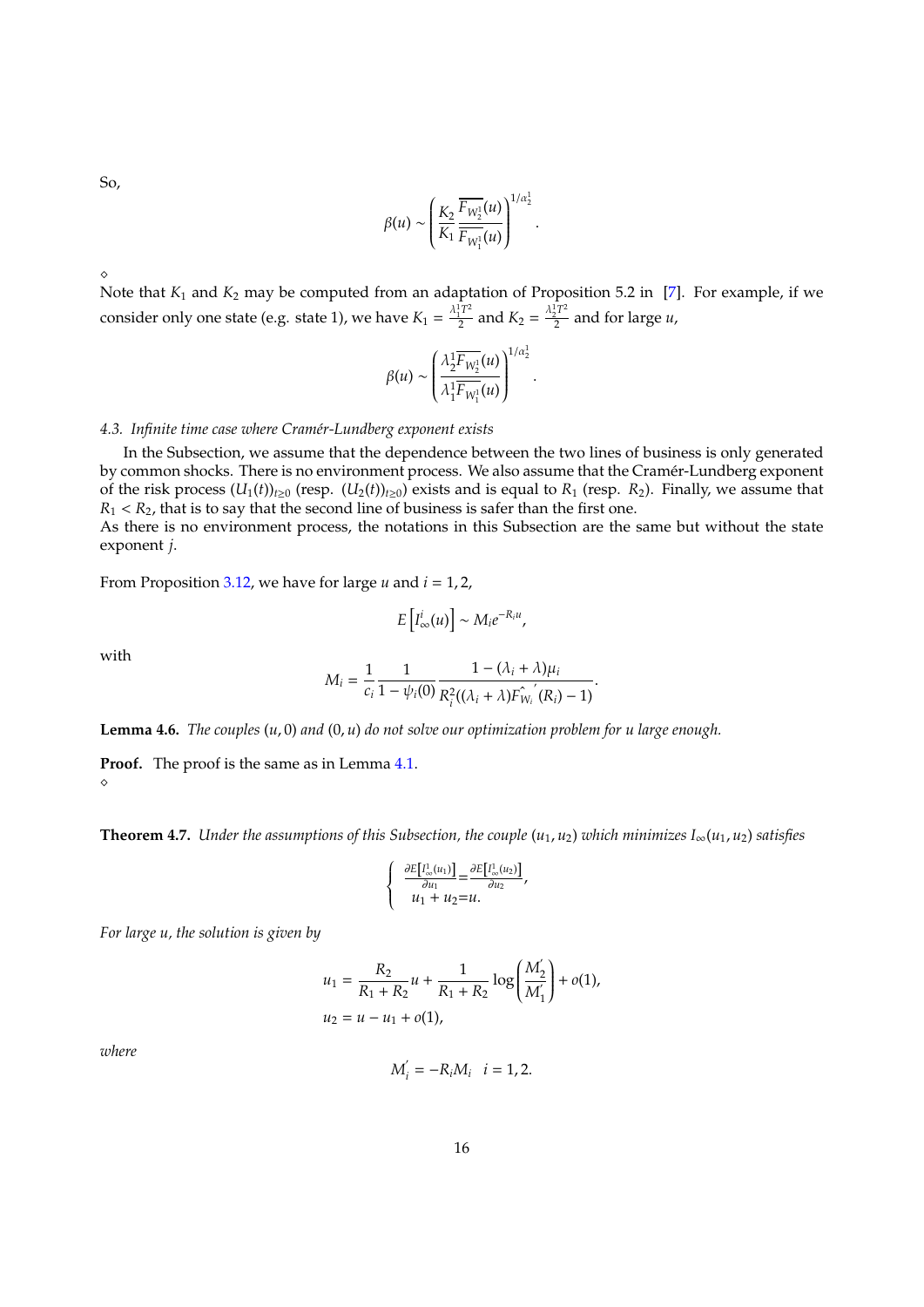So,

$$\beta(u) \sim \left( \frac{K_2}{K_1} \frac{\overline{F_{W_2^1}}(u)}{\overline{F_{W_1^1}}(u)} \right)^{1/\alpha_2^1}.$$

⋄

Note that $K_1$ and $K_2$ may be computed from an adaptation of Proposition 5.2 in [7]. For example, if we consider only one state (e.g. state 1), we have $K_1 = \frac{\lambda_1^1 T^2}{2}$ and $K_2 = \frac{\lambda_2^1 T^2}{2}$ and for large $u$,

$$\beta(u) \sim \left( \frac{\lambda_2^1 \overline{F_{W_2^1}}(u)}{\lambda_1^1 \overline{F_{W_1^1}}(u)} \right)^{1/\alpha_2^1}.$$

*4.3. Infinite time case where Cramér-Lundberg exponent exists*

In the Subsection, we assume that the dependence between the two lines of business is only generated by common shocks. There is no environment process. We also assume that the Cramér-Lundberg exponent of the risk process $(U_1(t))_{t\geq 0}$ (resp. $(U_2(t))_{t\geq 0}$) exists and is equal to $R_1$ (resp. $R_2$). Finally, we assume that $R_1 < R_2$, that is to say that the second line of business is safer than the first one.
As there is no environment process, the notations in this Subsection are the same but without the state exponent $j$.

From Proposition 3.12, we have for large $u$ and $i = 1, 2$,

$$E\left[I_\infty^i(u)\right] \sim M_i e^{-R_i u},$$

with

$$M_i = \frac{1}{c_i} \frac{1}{1 - \psi_i(0)} \frac{1 - (\lambda_i + \lambda)\mu_i}{R_i^2((\lambda_i + \lambda)\hat{F_{W_i}}'(R_i) - 1)}.$$

**Lemma 4.6.** *The couples $(u, 0)$ and $(0, u)$ do not solve our optimization problem for u large enough.*

**Proof.** The proof is the same as in Lemma 4.1.
⋄

**Theorem 4.7.** *Under the assumptions of this Subsection, the couple $(u_1, u_2)$ which minimizes $I_\infty(u_1, u_2)$ satisfies*

$$\begin{cases} \frac{\partial E\left[I_\infty^1(u_1)\right]}{\partial u_1} = \frac{\partial E\left[I_\infty^1(u_2)\right]}{\partial u_2}, \\ u_1 + u_2 = u. \end{cases}$$

*For large u, the solution is given by*

$$\begin{aligned} u_1 &= \frac{R_2}{R_1 + R_2} u + \frac{1}{R_1 + R_2} \log\left( \frac{M_2'}{M_1'} \right) + o(1), \\ u_2 &= u - u_1 + o(1), \end{aligned}$$

*where*

$$M_i' = -R_i M_i \quad i = 1, 2.$$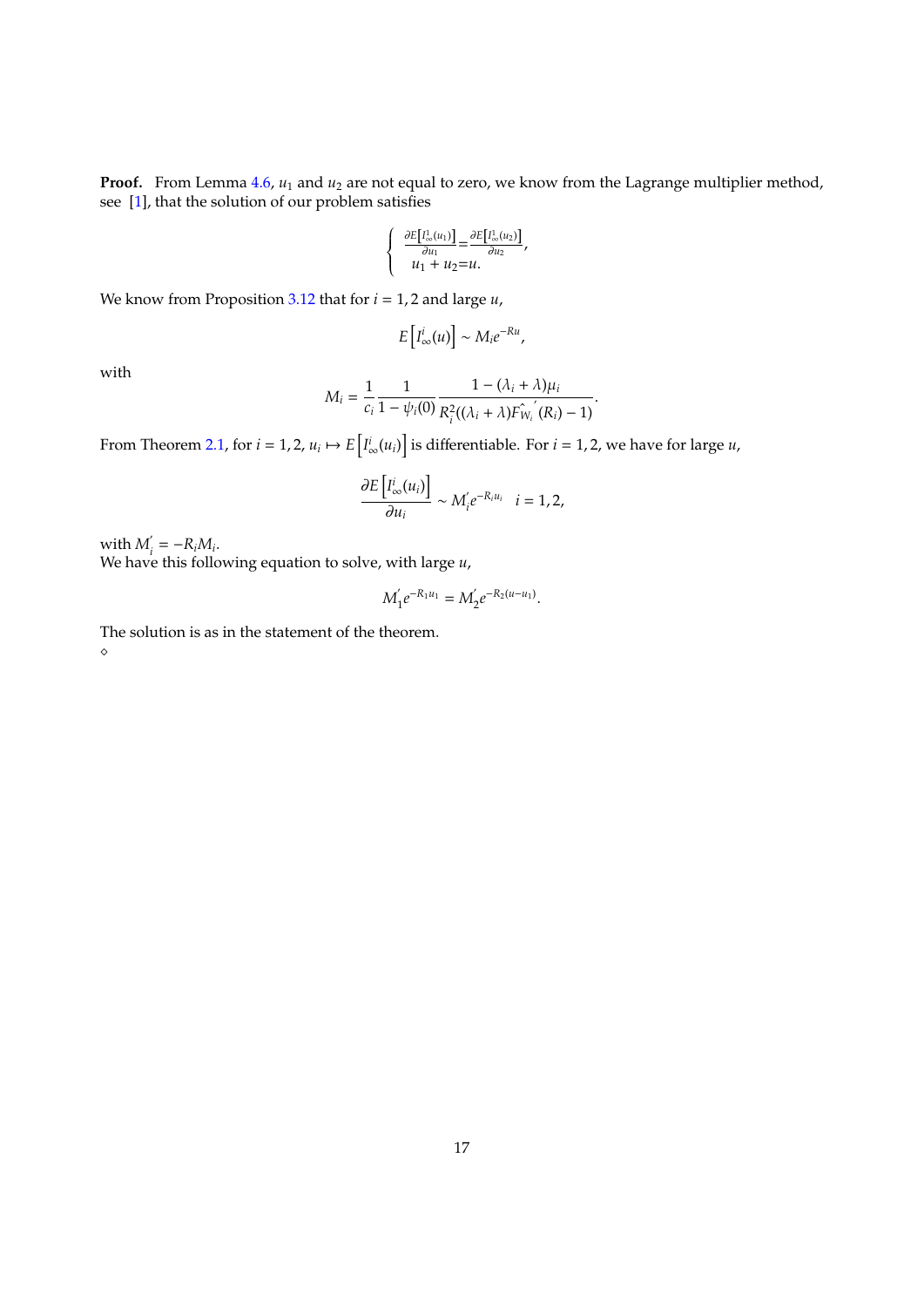**Proof.** From Lemma 4.6, $u_1$ and $u_2$ are not equal to zero, we know from the Lagrange multiplier method, see [1], that the solution of our problem satisfies

$$\begin{cases} \frac{\partial E\left[I^1_\infty(u_1)\right]}{\partial u_1} = \frac{\partial E\left[I^1_\infty(u_2)\right]}{\partial u_2}, \\ u_1 + u_2 = u. \end{cases}$$

We know from Proposition 3.12 that for $i = 1, 2$ and large $u$,

$$E\left[I^i_\infty(u)\right] \sim M_i e^{-Ru},$$

with

$$M_i = \frac{1}{c_i} \frac{1}{1 - \psi_i(0)} \frac{1 - (\lambda_i + \lambda)\mu_i}{R_i^2((\lambda_i + \lambda)\hat{F_{W_i}}'(R_i) - 1)}.$$

From Theorem 2.1, for $i = 1, 2$, $u_i \mapsto E\left[I^i_\infty(u_i)\right]$ is differentiable. For $i = 1, 2$, we have for large $u$,

$$\frac{\partial E\left[I^i_\infty(u_i)\right]}{\partial u_i} \sim M_i' e^{-R_i u_i} \quad i = 1, 2,$$

with $M_i' = -R_i M_i$.
We have this following equation to solve, with large $u$,

$$M_1' e^{-R_1 u_1} = M_2' e^{-R_2(u - u_1)}.$$

The solution is as in the statement of the theorem.
⋄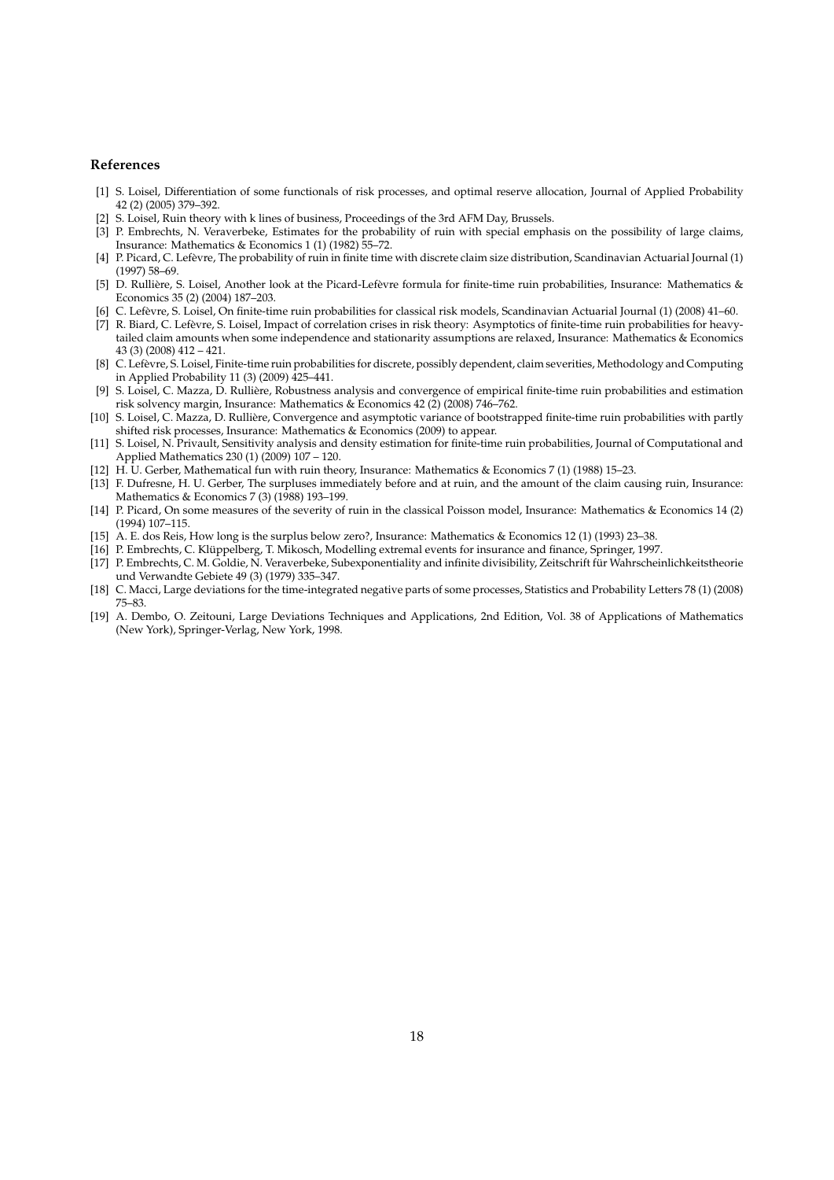### References

[1] S. Loisel, Differentiation of some functionals of risk processes, and optimal reserve allocation, Journal of Applied Probability 42 (2) (2005) 379–392.

[2] S. Loisel, Ruin theory with k lines of business, Proceedings of the 3rd AFM Day, Brussels.

[3] P. Embrechts, N. Veraverbeke, Estimates for the probability of ruin with special emphasis on the possibility of large claims, Insurance: Mathematics & Economics 1 (1) (1982) 55–72.

[4] P. Picard, C. Lefèvre, The probability of ruin in finite time with discrete claim size distribution, Scandinavian Actuarial Journal (1) (1997) 58–69.

[5] D. Rullière, S. Loisel, Another look at the Picard-Lefèvre formula for finite-time ruin probabilities, Insurance: Mathematics & Economics 35 (2) (2004) 187–203.

[6] C. Lefèvre, S. Loisel, On finite-time ruin probabilities for classical risk models, Scandinavian Actuarial Journal (1) (2008) 41–60.

[7] R. Biard, C. Lefèvre, S. Loisel, Impact of correlation crises in risk theory: Asymptotics of finite-time ruin probabilities for heavy-tailed claim amounts when some independence and stationarity assumptions are relaxed, Insurance: Mathematics & Economics 43 (3) (2008) 412 – 421.

[8] C. Lefèvre, S. Loisel, Finite-time ruin probabilities for discrete, possibly dependent, claim severities, Methodology and Computing in Applied Probability 11 (3) (2009) 425–441.

[9] S. Loisel, C. Mazza, D. Rullière, Robustness analysis and convergence of empirical finite-time ruin probabilities and estimation risk solvency margin, Insurance: Mathematics & Economics 42 (2) (2008) 746–762.

[10] S. Loisel, C. Mazza, D. Rullière, Convergence and asymptotic variance of bootstrapped finite-time ruin probabilities with partly shifted risk processes, Insurance: Mathematics & Economics (2009) to appear.

[11] S. Loisel, N. Privault, Sensitivity analysis and density estimation for finite-time ruin probabilities, Journal of Computational and Applied Mathematics 230 (1) (2009) 107 – 120.

[12] H. U. Gerber, Mathematical fun with ruin theory, Insurance: Mathematics & Economics 7 (1) (1988) 15–23.

[13] F. Dufresne, H. U. Gerber, The surpluses immediately before and at ruin, and the amount of the claim causing ruin, Insurance: Mathematics & Economics 7 (3) (1988) 193–199.

[14] P. Picard, On some measures of the severity of ruin in the classical Poisson model, Insurance: Mathematics & Economics 14 (2) (1994) 107–115.

[15] A. E. dos Reis, How long is the surplus below zero?, Insurance: Mathematics & Economics 12 (1) (1993) 23–38.

[16] P. Embrechts, C. Klüppelberg, T. Mikosch, Modelling extremal events for insurance and finance, Springer, 1997.

[17] P. Embrechts, C. M. Goldie, N. Veraverbeke, Subexponentiality and infinite divisibility, Zeitschrift für Wahrscheinlichkeitstheorie und Verwandte Gebiete 49 (3) (1979) 335–347.

[18] C. Macci, Large deviations for the time-integrated negative parts of some processes, Statistics and Probability Letters 78 (1) (2008) 75–83.

[19] A. Dembo, O. Zeitouni, Large Deviations Techniques and Applications, 2nd Edition, Vol. 38 of Applications of Mathematics (New York), Springer-Verlag, New York, 1998.